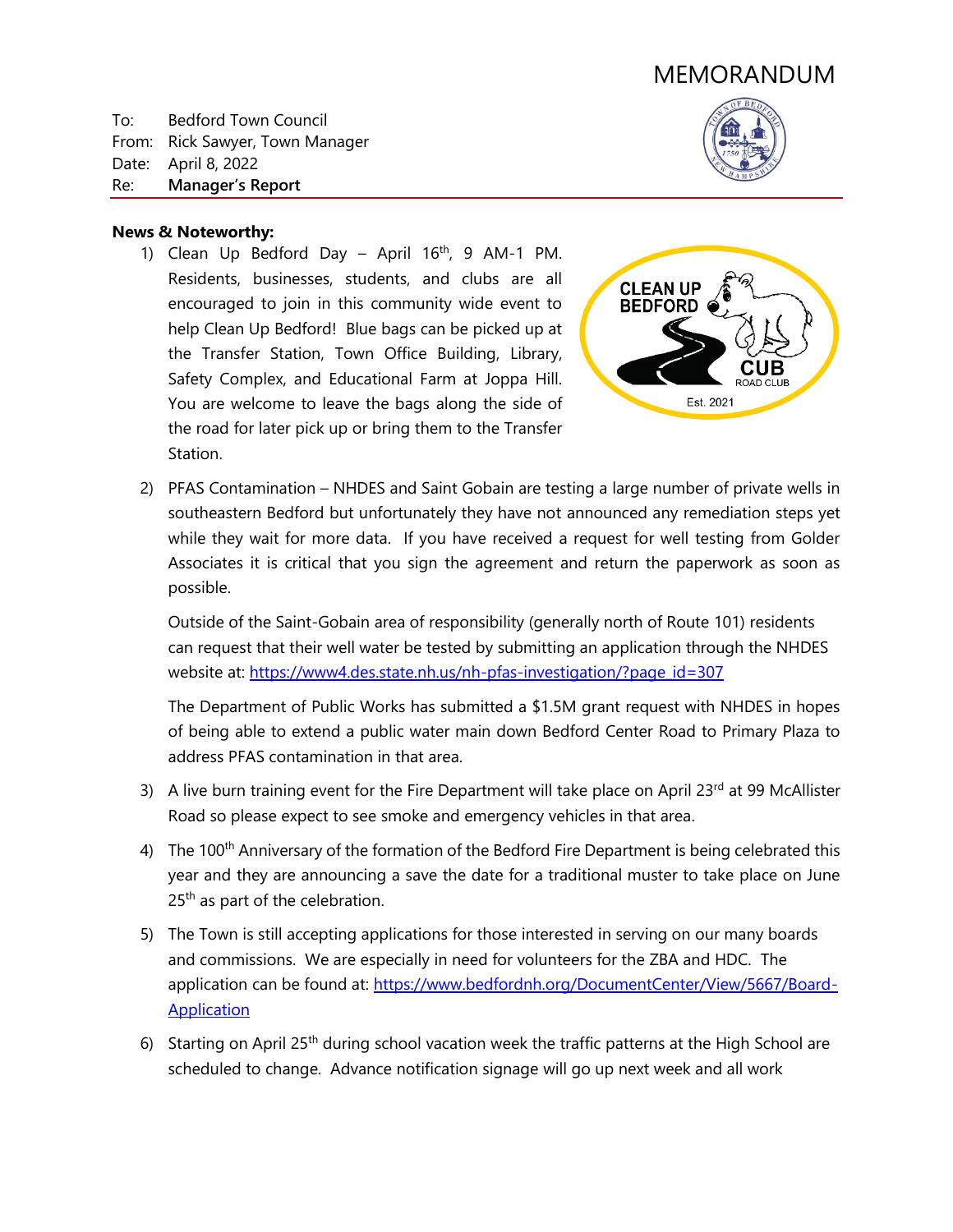# MEMORANDUM

To: Bedford Town Council
From: Rick Sawyer, Town Manager
Date: April 8, 2022
Re: **Manager's Report**

**News & Noteworthy:**

1) Clean Up Bedford Day – April 16th, 9 AM-1 PM. Residents, businesses, students, and clubs are all encouraged to join in this community wide event to help Clean Up Bedford! Blue bags can be picked up at the Transfer Station, Town Office Building, Library, Safety Complex, and Educational Farm at Joppa Hill. You are welcome to leave the bags along the side of the road for later pick up or bring them to the Transfer Station.

2) PFAS Contamination – NHDES and Saint Gobain are testing a large number of private wells in southeastern Bedford but unfortunately they have not announced any remediation steps yet while they wait for more data. If you have received a request for well testing from Golder Associates it is critical that you sign the agreement and return the paperwork as soon as possible.

   Outside of the Saint-Gobain area of responsibility (generally north of Route 101) residents can request that their well water be tested by submitting an application through the NHDES website at: https://www4.des.state.nh.us/nh-pfas-investigation/?page_id=307

   The Department of Public Works has submitted a $1.5M grant request with NHDES in hopes of being able to extend a public water main down Bedford Center Road to Primary Plaza to address PFAS contamination in that area.

3) A live burn training event for the Fire Department will take place on April 23rd at 99 McAllister Road so please expect to see smoke and emergency vehicles in that area.

4) The 100th Anniversary of the formation of the Bedford Fire Department is being celebrated this year and they are announcing a save the date for a traditional muster to take place on June 25th as part of the celebration.

5) The Town is still accepting applications for those interested in serving on our many boards and commissions. We are especially in need for volunteers for the ZBA and HDC. The application can be found at: https://www.bedfordnh.org/DocumentCenter/View/5667/Board-Application

6) Starting on April 25th during school vacation week the traffic patterns at the High School are scheduled to change. Advance notification signage will go up next week and all work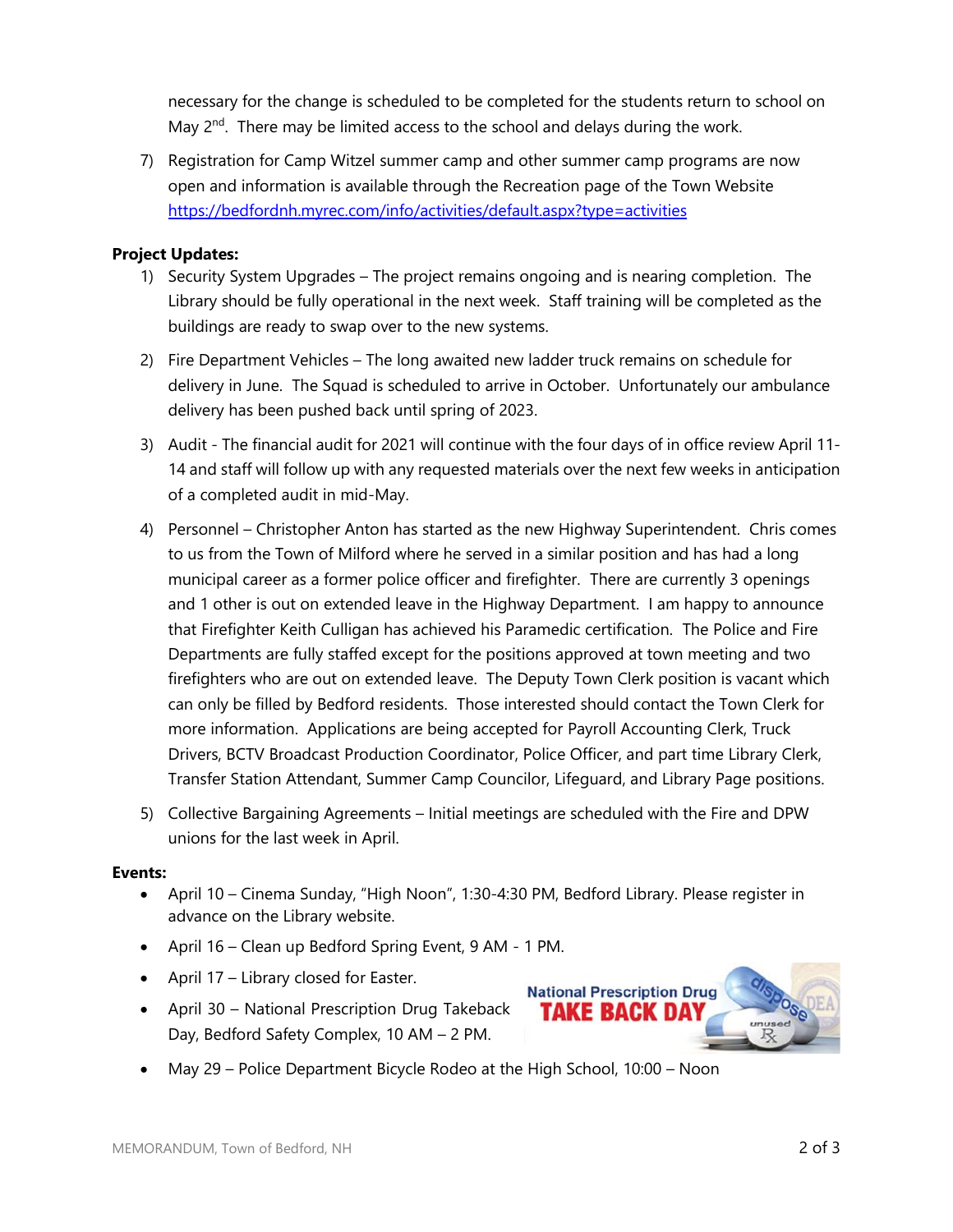necessary for the change is scheduled to be completed for the students return to school on May 2nd. There may be limited access to the school and delays during the work.

7) Registration for Camp Witzel summer camp and other summer camp programs are now open and information is available through the Recreation page of the Town Website https://bedfordnh.myrec.com/info/activities/default.aspx?type=activities

**Project Updates:**

1) Security System Upgrades – The project remains ongoing and is nearing completion. The Library should be fully operational in the next week. Staff training will be completed as the buildings are ready to swap over to the new systems.

2) Fire Department Vehicles – The long awaited new ladder truck remains on schedule for delivery in June. The Squad is scheduled to arrive in October. Unfortunately our ambulance delivery has been pushed back until spring of 2023.

3) Audit - The financial audit for 2021 will continue with the four days of in office review April 11-14 and staff will follow up with any requested materials over the next few weeks in anticipation of a completed audit in mid-May.

4) Personnel – Christopher Anton has started as the new Highway Superintendent. Chris comes to us from the Town of Milford where he served in a similar position and has had a long municipal career as a former police officer and firefighter. There are currently 3 openings and 1 other is out on extended leave in the Highway Department. I am happy to announce that Firefighter Keith Culligan has achieved his Paramedic certification. The Police and Fire Departments are fully staffed except for the positions approved at town meeting and two firefighters who are out on extended leave. The Deputy Town Clerk position is vacant which can only be filled by Bedford residents. Those interested should contact the Town Clerk for more information. Applications are being accepted for Payroll Accounting Clerk, Truck Drivers, BCTV Broadcast Production Coordinator, Police Officer, and part time Library Clerk, Transfer Station Attendant, Summer Camp Councilor, Lifeguard, and Library Page positions.

5) Collective Bargaining Agreements – Initial meetings are scheduled with the Fire and DPW unions for the last week in April.

**Events:**

- April 10 – Cinema Sunday, "High Noon", 1:30-4:30 PM, Bedford Library. Please register in advance on the Library website.
- April 16 – Clean up Bedford Spring Event, 9 AM - 1 PM.
- April 17 – Library closed for Easter.
- April 30 – National Prescription Drug Takeback Day, Bedford Safety Complex, 10 AM – 2 PM.
- May 29 – Police Department Bicycle Rodeo at the High School, 10:00 – Noon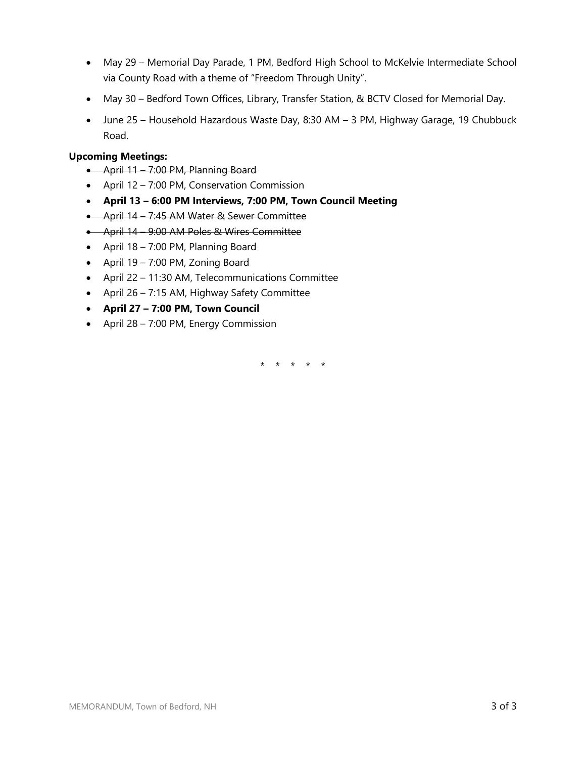- May 29 – Memorial Day Parade, 1 PM, Bedford High School to McKelvie Intermediate School via County Road with a theme of "Freedom Through Unity".
- May 30 – Bedford Town Offices, Library, Transfer Station, & BCTV Closed for Memorial Day.
- June 25 – Household Hazardous Waste Day, 8:30 AM – 3 PM, Highway Garage, 19 Chubbuck Road.

**Upcoming Meetings:**

- ~~April 11 – 7:00 PM, Planning Board~~
- April 12 – 7:00 PM, Conservation Commission
- **April 13 – 6:00 PM Interviews, 7:00 PM, Town Council Meeting**
- ~~April 14 – 7:45 AM Water & Sewer Committee~~
- ~~April 14 – 9:00 AM Poles & Wires Committee~~
- April 18 – 7:00 PM, Planning Board
- April 19 – 7:00 PM, Zoning Board
- April 22 – 11:30 AM, Telecommunications Committee
- April 26 – 7:15 AM, Highway Safety Committee
- **April 27 – 7:00 PM, Town Council**
- April 28 – 7:00 PM, Energy Commission

\* \* \* \* \*